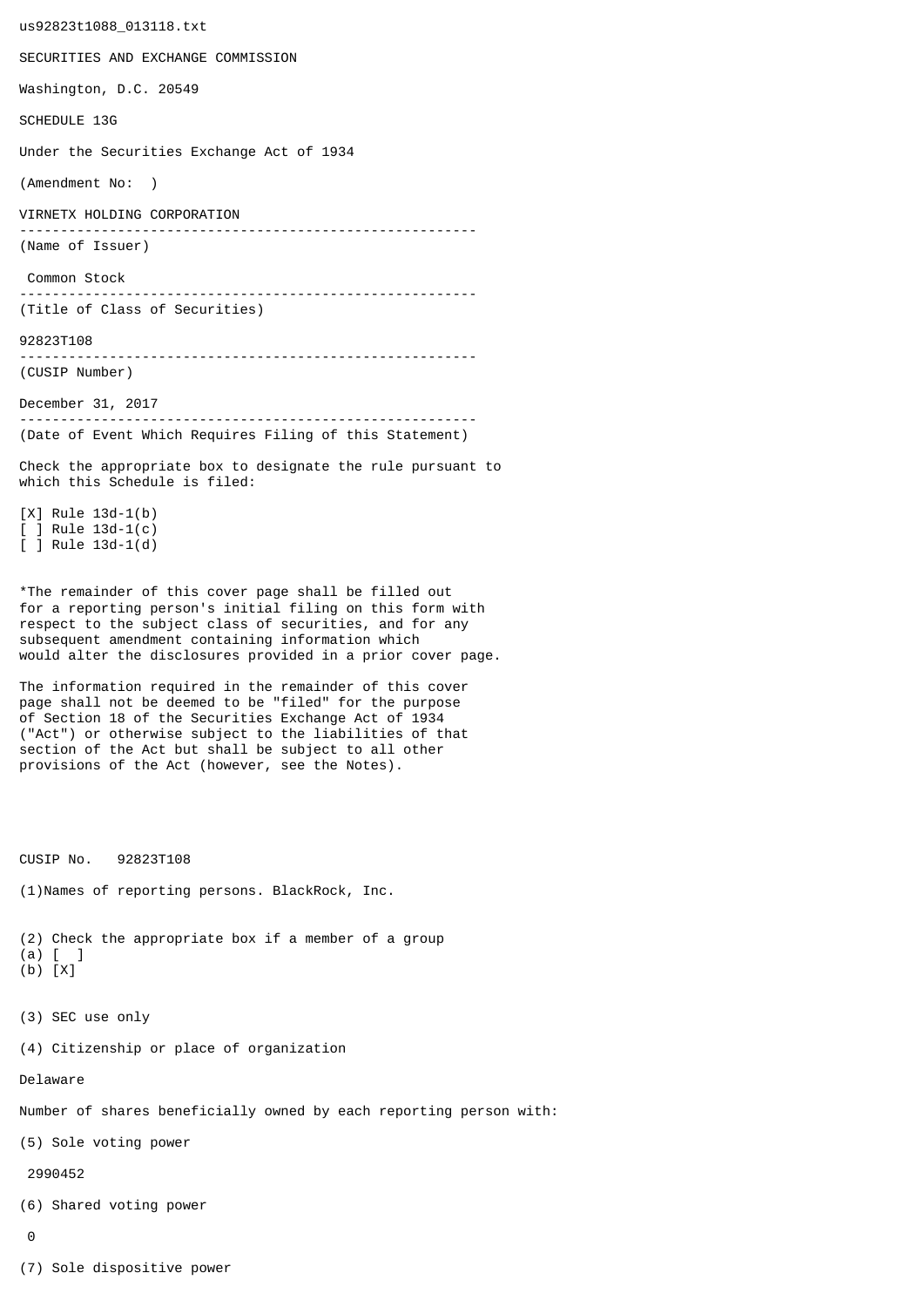us92823t1088_013118.txt

SECURITIES AND EXCHANGE COMMISSION

Washington, D.C. 20549

SCHEDULE 13G

Under the Securities Exchange Act of 1934

(Amendment No: )

VIRNETX HOLDING CORPORATION

(Name of Issuer)

Common Stock

(Title of Class of Securities)

92823T108

(CUSIP Number)

December 31, 2017

(Date of Event Which Requires Filing of this Statement)

Check the appropriate box to designate the rule pursuant to which this Schedule is filed:

[X] Rule 13d-1(b)
[ ] Rule 13d-1(c)
[ ] Rule 13d-1(d)

*The remainder of this cover page shall be filled out for a reporting person's initial filing on this form with respect to the subject class of securities, and for any subsequent amendment containing information which would alter the disclosures provided in a prior cover page.

The information required in the remainder of this cover page shall not be deemed to be "filed" for the purpose of Section 18 of the Securities Exchange Act of 1934 ("Act") or otherwise subject to the liabilities of that section of the Act but shall be subject to all other provisions of the Act (however, see the Notes).

CUSIP No. 92823T108

(1)Names of reporting persons. BlackRock, Inc.

(2) Check the appropriate box if a member of a group
(a) [ ]
(b) [X]

(3) SEC use only

(4) Citizenship or place of organization

Delaware

Number of shares beneficially owned by each reporting person with:

(5) Sole voting power

2990452

(6) Shared voting power

0

(7) Sole dispositive power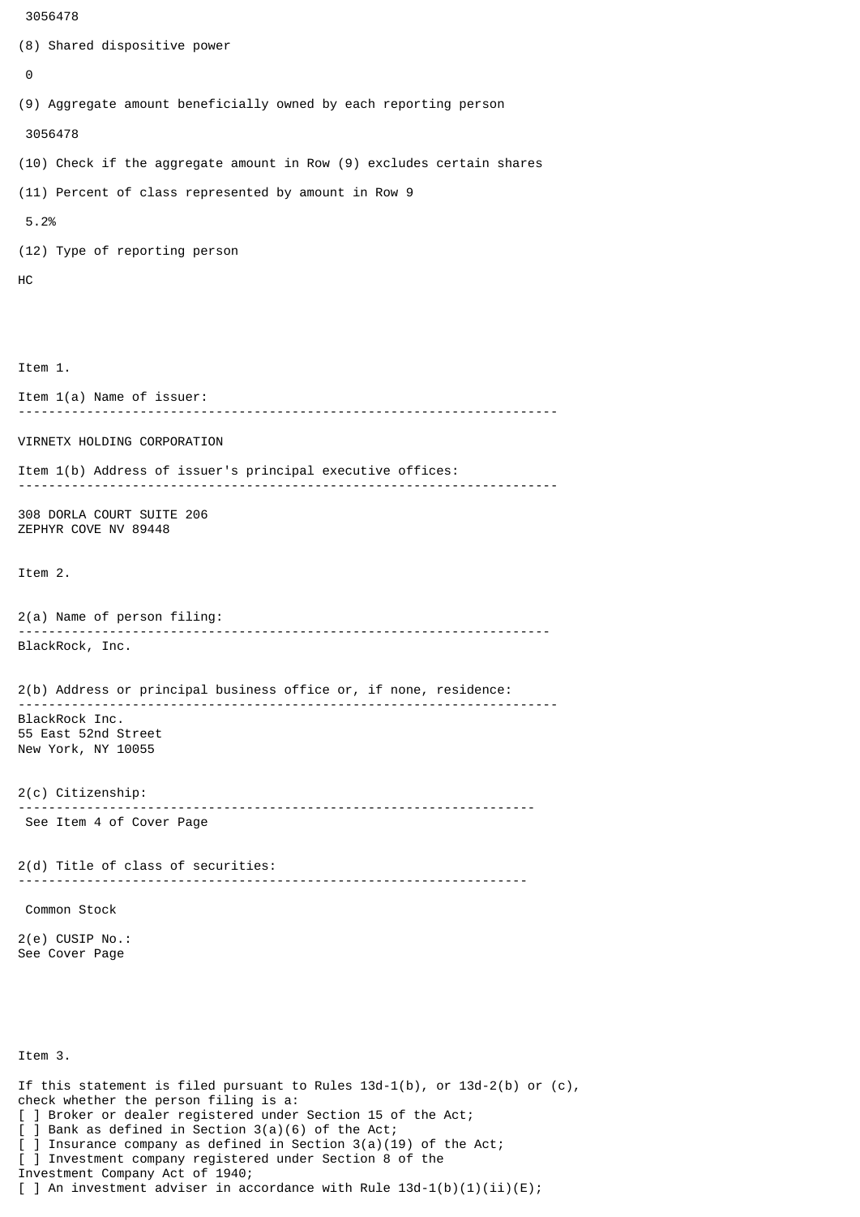3056478

(8) Shared dispositive power

0

(9) Aggregate amount beneficially owned by each reporting person

3056478

(10) Check if the aggregate amount in Row (9) excludes certain shares

(11) Percent of class represented by amount in Row 9

5.2%

(12) Type of reporting person

HC

Item 1.

Item 1(a) Name of issuer:

---

VIRNETX HOLDING CORPORATION

Item 1(b) Address of issuer's principal executive offices:

---

308 DORLA COURT SUITE 206
ZEPHYR COVE NV 89448

Item 2.

2(a) Name of person filing:

---

BlackRock, Inc.

2(b) Address or principal business office or, if none, residence:

---

BlackRock Inc.
55 East 52nd Street
New York, NY 10055

2(c) Citizenship:

---

See Item 4 of Cover Page

2(d) Title of class of securities:

---

Common Stock

2(e) CUSIP No.:
See Cover Page

Item 3.

If this statement is filed pursuant to Rules 13d-1(b), or 13d-2(b) or (c), check whether the person filing is a:
[ ] Broker or dealer registered under Section 15 of the Act;
[ ] Bank as defined in Section 3(a)(6) of the Act;
[ ] Insurance company as defined in Section 3(a)(19) of the Act;
[ ] Investment company registered under Section 8 of the Investment Company Act of 1940;
[ ] An investment adviser in accordance with Rule 13d-1(b)(1)(ii)(E);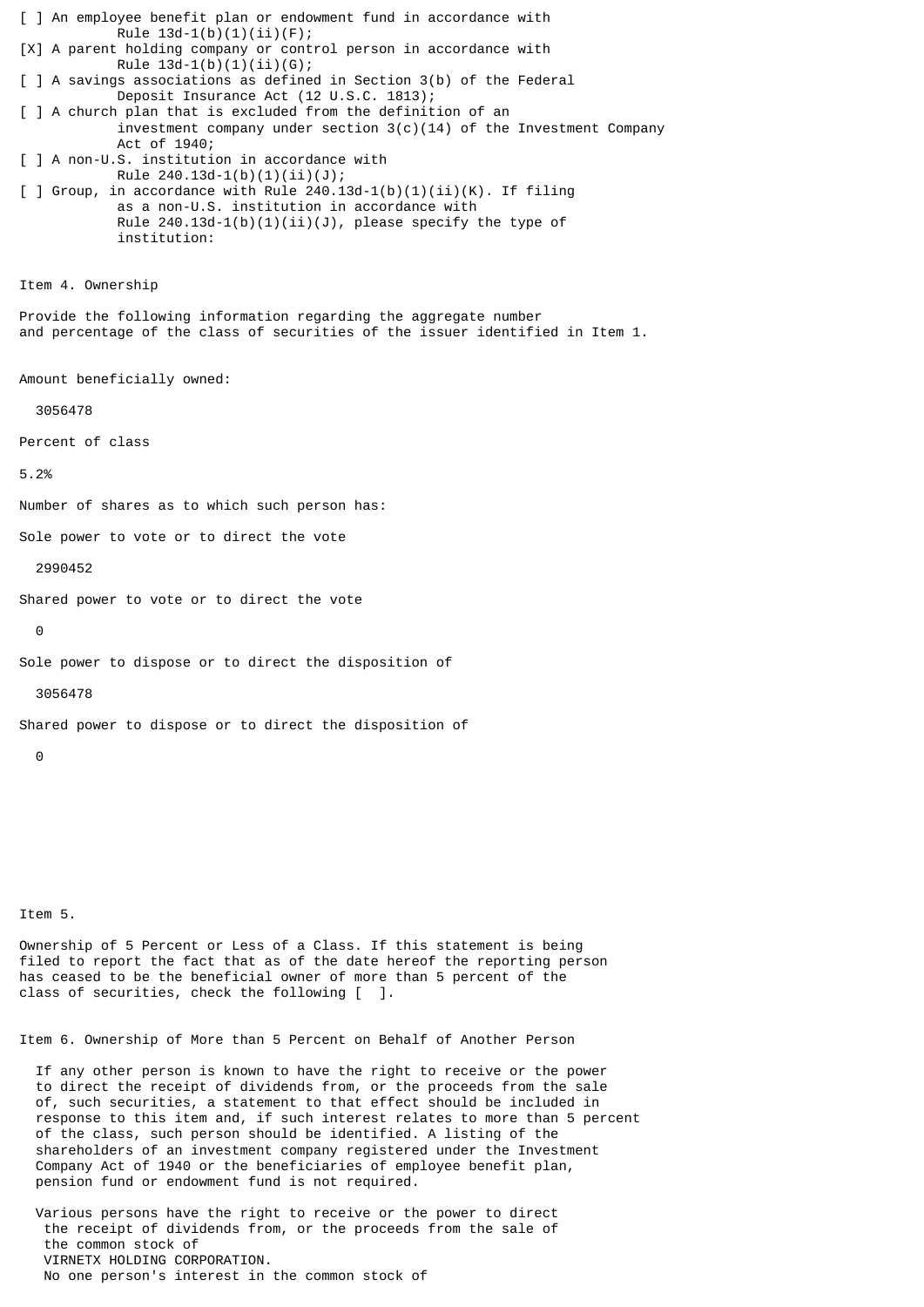[ ] An employee benefit plan or endowment fund in accordance with Rule 13d-1(b)(1)(ii)(F);

[X] A parent holding company or control person in accordance with Rule 13d-1(b)(1)(ii)(G);

[ ] A savings associations as defined in Section 3(b) of the Federal Deposit Insurance Act (12 U.S.C. 1813);

[ ] A church plan that is excluded from the definition of an investment company under section 3(c)(14) of the Investment Company Act of 1940;

[ ] A non-U.S. institution in accordance with Rule 240.13d-1(b)(1)(ii)(J);

[ ] Group, in accordance with Rule 240.13d-1(b)(1)(ii)(K). If filing as a non-U.S. institution in accordance with Rule 240.13d-1(b)(1)(ii)(J), please specify the type of institution:

Item 4. Ownership

Provide the following information regarding the aggregate number and percentage of the class of securities of the issuer identified in Item 1.

Amount beneficially owned:

3056478

Percent of class

5.2%

Number of shares as to which such person has:

Sole power to vote or to direct the vote

2990452

Shared power to vote or to direct the vote

0

Sole power to dispose or to direct the disposition of

3056478

Shared power to dispose or to direct the disposition of

0

Item 5.

Ownership of 5 Percent or Less of a Class. If this statement is being filed to report the fact that as of the date hereof the reporting person has ceased to be the beneficial owner of more than 5 percent of the class of securities, check the following [ ].

Item 6. Ownership of More than 5 Percent on Behalf of Another Person

If any other person is known to have the right to receive or the power to direct the receipt of dividends from, or the proceeds from the sale of, such securities, a statement to that effect should be included in response to this item and, if such interest relates to more than 5 percent of the class, such person should be identified. A listing of the shareholders of an investment company registered under the Investment Company Act of 1940 or the beneficiaries of employee benefit plan, pension fund or endowment fund is not required.

Various persons have the right to receive or the power to direct the receipt of dividends from, or the proceeds from the sale of the common stock of VIRNETX HOLDING CORPORATION. No one person's interest in the common stock of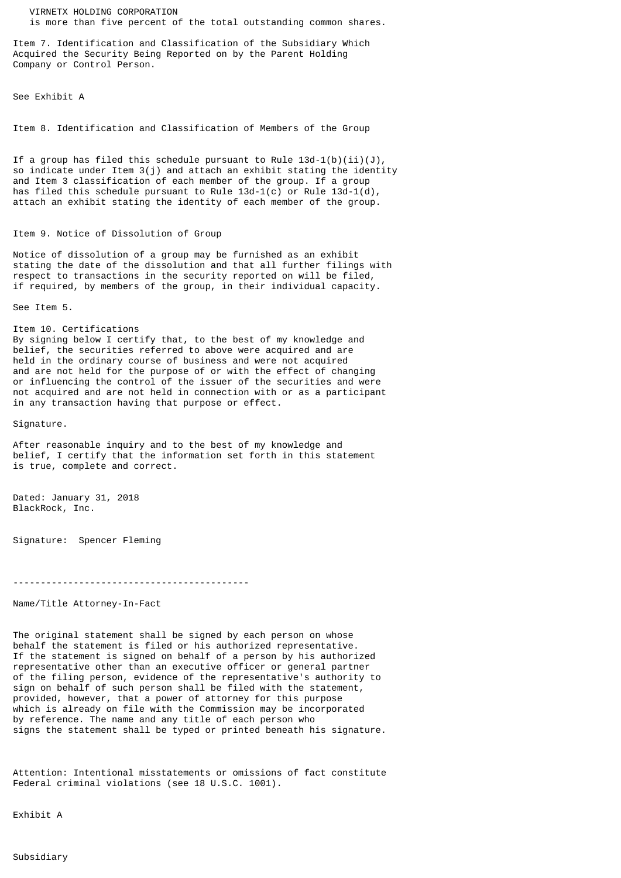VIRNETX HOLDING CORPORATION
is more than five percent of the total outstanding common shares.

Item 7. Identification and Classification of the Subsidiary Which Acquired the Security Being Reported on by the Parent Holding Company or Control Person.

See Exhibit A

Item 8. Identification and Classification of Members of the Group

If a group has filed this schedule pursuant to Rule 13d-1(b)(ii)(J), so indicate under Item 3(j) and attach an exhibit stating the identity and Item 3 classification of each member of the group. If a group has filed this schedule pursuant to Rule 13d-1(c) or Rule 13d-1(d), attach an exhibit stating the identity of each member of the group.

Item 9. Notice of Dissolution of Group

Notice of dissolution of a group may be furnished as an exhibit stating the date of the dissolution and that all further filings with respect to transactions in the security reported on will be filed, if required, by members of the group, in their individual capacity.

See Item 5.

Item 10. Certifications
By signing below I certify that, to the best of my knowledge and belief, the securities referred to above were acquired and are held in the ordinary course of business and were not acquired and are not held for the purpose of or with the effect of changing or influencing the control of the issuer of the securities and were not acquired and are not held in connection with or as a participant in any transaction having that purpose or effect.

Signature.

After reasonable inquiry and to the best of my knowledge and belief, I certify that the information set forth in this statement is true, complete and correct.

Dated: January 31, 2018
BlackRock, Inc.

Signature: Spencer Fleming

-------------------------------------------

Name/Title Attorney-In-Fact

The original statement shall be signed by each person on whose behalf the statement is filed or his authorized representative. If the statement is signed on behalf of a person by his authorized representative other than an executive officer or general partner of the filing person, evidence of the representative's authority to sign on behalf of such person shall be filed with the statement, provided, however, that a power of attorney for this purpose which is already on file with the Commission may be incorporated by reference. The name and any title of each person who signs the statement shall be typed or printed beneath his signature.

Attention: Intentional misstatements or omissions of fact constitute Federal criminal violations (see 18 U.S.C. 1001).

Exhibit A

Subsidiary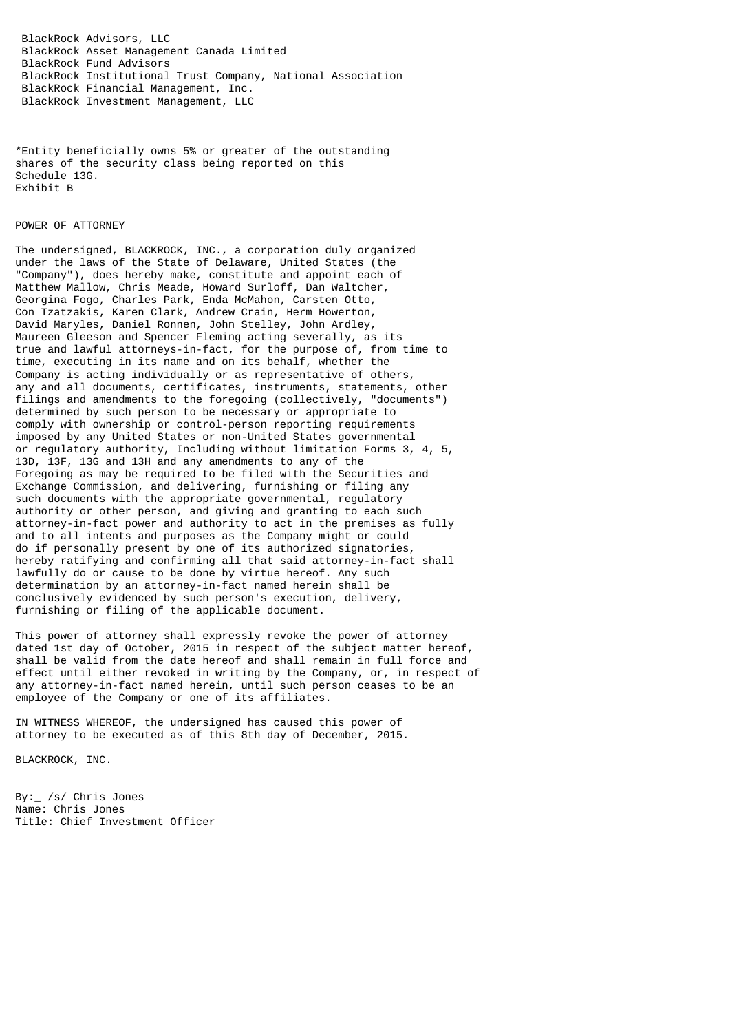BlackRock Advisors, LLC
BlackRock Asset Management Canada Limited
BlackRock Fund Advisors
BlackRock Institutional Trust Company, National Association
BlackRock Financial Management, Inc.
BlackRock Investment Management, LLC

*Entity beneficially owns 5% or greater of the outstanding shares of the security class being reported on this Schedule 13G.

Exhibit B

POWER OF ATTORNEY

The undersigned, BLACKROCK, INC., a corporation duly organized under the laws of the State of Delaware, United States (the "Company"), does hereby make, constitute and appoint each of Matthew Mallow, Chris Meade, Howard Surloff, Dan Waltcher, Georgina Fogo, Charles Park, Enda McMahon, Carsten Otto, Con Tzatzakis, Karen Clark, Andrew Crain, Herm Howerton, David Maryles, Daniel Ronnen, John Stelley, John Ardley, Maureen Gleeson and Spencer Fleming acting severally, as its true and lawful attorneys-in-fact, for the purpose of, from time to time, executing in its name and on its behalf, whether the Company is acting individually or as representative of others, any and all documents, certificates, instruments, statements, other filings and amendments to the foregoing (collectively, "documents") determined by such person to be necessary or appropriate to comply with ownership or control-person reporting requirements imposed by any United States or non-United States governmental or regulatory authority, Including without limitation Forms 3, 4, 5, 13D, 13F, 13G and 13H and any amendments to any of the Foregoing as may be required to be filed with the Securities and Exchange Commission, and delivering, furnishing or filing any such documents with the appropriate governmental, regulatory authority or other person, and giving and granting to each such attorney-in-fact power and authority to act in the premises as fully and to all intents and purposes as the Company might or could do if personally present by one of its authorized signatories, hereby ratifying and confirming all that said attorney-in-fact shall lawfully do or cause to be done by virtue hereof. Any such determination by an attorney-in-fact named herein shall be conclusively evidenced by such person's execution, delivery, furnishing or filing of the applicable document.

This power of attorney shall expressly revoke the power of attorney dated 1st day of October, 2015 in respect of the subject matter hereof, shall be valid from the date hereof and shall remain in full force and effect until either revoked in writing by the Company, or, in respect of any attorney-in-fact named herein, until such person ceases to be an employee of the Company or one of its affiliates.

IN WITNESS WHEREOF, the undersigned has caused this power of attorney to be executed as of this 8th day of December, 2015.

BLACKROCK, INC.

By:_ /s/ Chris Jones
Name: Chris Jones
Title: Chief Investment Officer